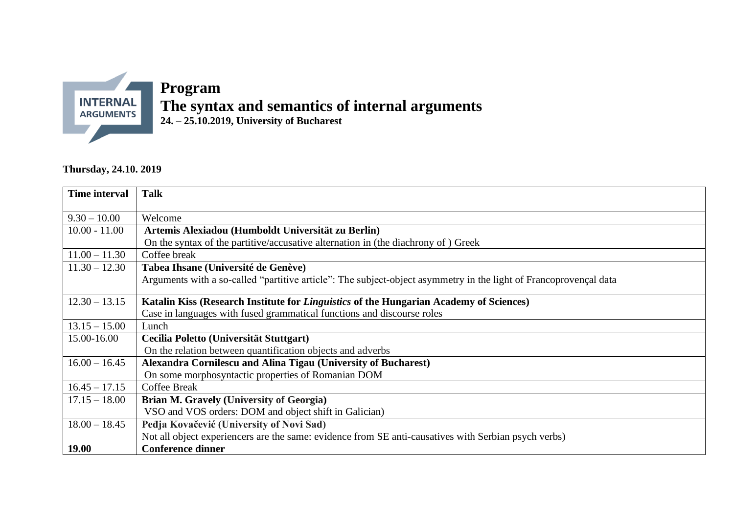# Program

## The syntax and semantics of internal arguments

**24. – 25.10.2019, University of Bucharest**

**Thursday, 24.10. 2019**

| Time interval | Talk |
| --- | --- |
| 9.30 – 10.00 | Welcome |
| 10.00 - 11.00 | **Artemis Alexiadou (Humboldt Universität zu Berlin)**<br>On the syntax of the partitive/accusative alternation in (the diachrony of ) Greek |
| 11.00 – 11.30 | Coffee break |
| 11.30 – 12.30 | **Tabea Ihsane (Université de Genève)**<br>Arguments with a so-called "partitive article": The subject-object asymmetry in the light of Francoprovençal data |
| 12.30 – 13.15 | **Katalin Kiss (Research Institute for *Linguistics* of the Hungarian Academy of Sciences)**<br>Case in languages with fused grammatical functions and discourse roles |
| 13.15 – 15.00 | Lunch |
| 15.00-16.00 | **Cecilia Poletto (Universität Stuttgart)**<br>On the relation between quantification objects and adverbs |
| 16.00 – 16.45 | **Alexandra Cornilescu and Alina Tigau (University of Bucharest)**<br>On some morphosyntactic properties of Romanian DOM |
| 16.45 – 17.15 | Coffee Break |
| 17.15 – 18.00 | **Brian M. Gravely (University of Georgia)**<br>VSO and VOS orders: DOM and object shift in Galician) |
| 18.00 – 18.45 | **Peđja Kovačević (University of Novi Sad)**<br>Not all object experiencers are the same: evidence from SE anti-causatives with Serbian psych verbs) |
| **19.00** | **Conference dinner** |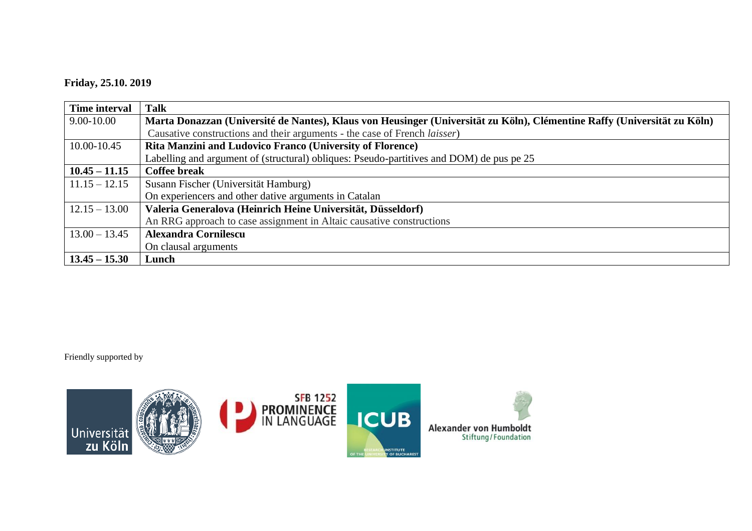**Friday, 25.10. 2019**

| Time interval | Talk |
|---|---|
| 9.00-10.00 | **Marta Donazzan (Université de Nantes), Klaus von Heusinger (Universität zu Köln), Clémentine Raffy (Universität zu Köln)** Causative constructions and their arguments - the case of French *laisser*) |
| 10.00-10.45 | **Rita Manzini and Ludovico Franco (University of Florence)** Labelling and argument of (structural) obliques: Pseudo-partitives and DOM) de pus pe 25 |
| **10.45 – 11.15** | **Coffee break** |
| 11.15 – 12.15 | Susann Fischer (Universität Hamburg) On experiencers and other dative arguments in Catalan |
| 12.15 – 13.00 | **Valeria Generalova (Heinrich Heine Universität, Düsseldorf)** An RRG approach to case assignment in Altaic causative constructions |
| 13.00 – 13.45 | **Alexandra Cornilescu** On clausal arguments |
| **13.45 – 15.30** | **Lunch** |

Friendly supported by

Universität zu Köln

SFB 1252 PROMINENCE IN LANGUAGE

ICUB RESEARCH INSTITUTE OF THE UNIVERSITY OF BUCHAREST

Alexander von Humboldt Stiftung/Foundation